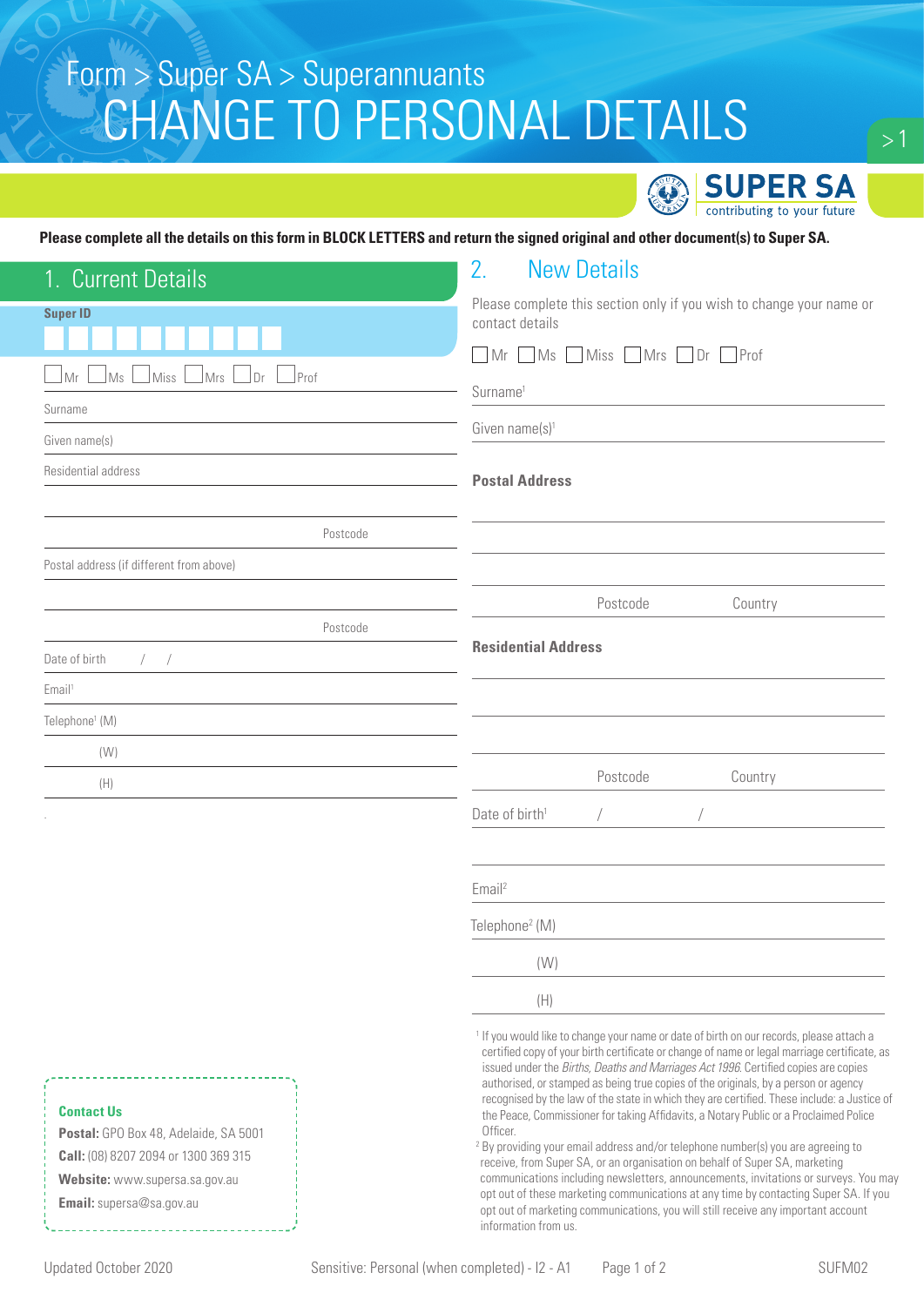Form > Super SA > Superannuants

# CHANGE TO PERSONAL DETAILS

SUPER SA
contributing to your future

**Please complete all the details on this form in BLOCK LETTERS and return the signed original and other document(s) to Super SA.**

## 1. Current Details

**Super ID**

☐ Mr ☐ Ms ☐ Miss ☐ Mrs ☐ Dr ☐ Prof

Surname

Given name(s)

Residential address

Postcode

Postal address (if different from above)

Postcode

Date of birth / /

Email[1]

Telephone[1] (M)

(W)

(H)

## 2. New Details

Please complete this section only if you wish to change your name or contact details

☐ Mr ☐ Ms ☐ Miss ☐ Mrs ☐ Dr ☐ Prof

Surname[1]

Given name(s)[1]

**Postal Address**

Postcode Country

**Residential Address**

Postcode Country

Date of birth[1] / /

Email[2]

Telephone[2] (M)

(W)

(H)

[1] If you would like to change your name or date of birth on our records, please attach a certified copy of your birth certificate or change of name or legal marriage certificate, as issued under the *Births, Deaths and Marriages Act 1996*. Certified copies are copies authorised, or stamped as being true copies of the originals, by a person or agency recognised by the law of the state in which they are certified. These include: a Justice of the Peace, Commissioner for taking Affidavits, a Notary Public or a Proclaimed Police Officer.

[2] By providing your email address and/or telephone number(s) you are agreeing to receive, from Super SA, or an organisation on behalf of Super SA, marketing communications including newsletters, announcements, invitations or surveys. You may opt out of these marketing communications at any time by contacting Super SA. If you opt out of marketing communications, you will still receive any important account information from us.

**Contact Us**

**Postal:** GPO Box 48, Adelaide, SA 5001

**Call:** (08) 8207 2094 or 1300 369 315

**Website:** www.supersa.sa.gov.au

**Email:** supersa@sa.gov.au

Updated October 2020 Sensitive: Personal (when completed) - I2 - A1 SUFM02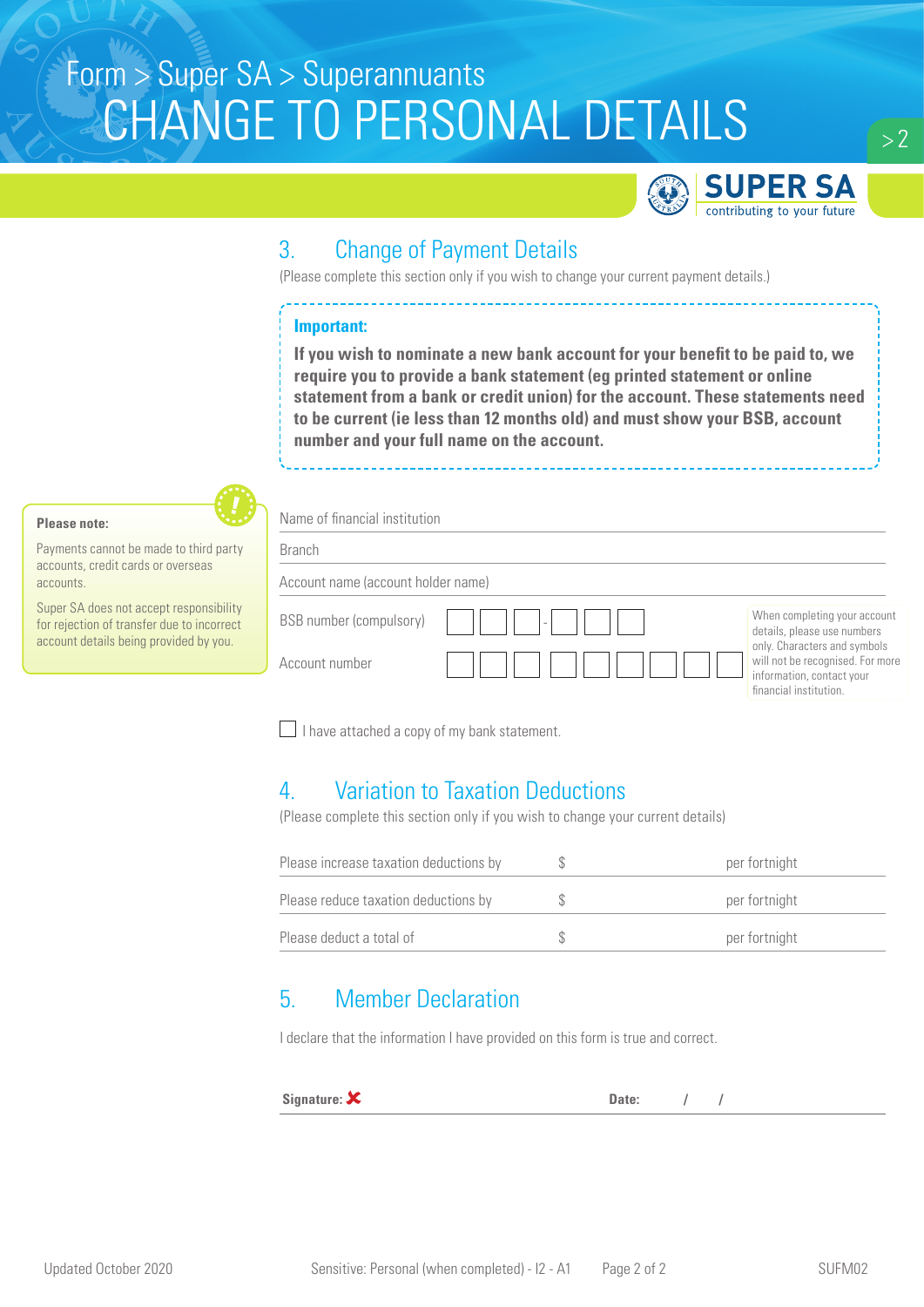# Form > Super SA > Superannuants
# CHANGE TO PERSONAL DETAILS

SUPER SA
contributing to your future

## 3. Change of Payment Details

(Please complete this section only if you wish to change your current payment details.)

**Important:**

**If you wish to nominate a new bank account for your benefit to be paid to, we require you to provide a bank statement (eg printed statement or online statement from a bank or credit union) for the account. These statements need to be current (ie less than 12 months old) and must show your BSB, account number and your full name on the account.**

**Please note:**

Payments cannot be made to third party accounts, credit cards or overseas accounts.

Super SA does not accept responsibility for rejection of transfer due to incorrect account details being provided by you.

Name of financial institution

Branch

Account name (account holder name)

BSB number (compulsory) ☐☐☐ - ☐☐☐

Account number ☐☐☐☐☐☐☐☐☐

When completing your account details, please use numbers only. Characters and symbols will not be recognised. For more information, contact your financial institution.

☐ I have attached a copy of my bank statement.

## 4. Variation to Taxation Deductions

(Please complete this section only if you wish to change your current details)

| | | |
|---|---|---|
| Please increase taxation deductions by | $ | per fortnight |
| Please reduce taxation deductions by | $ | per fortnight |
| Please deduct a total of | $ | per fortnight |

## 5. Member Declaration

I declare that the information I have provided on this form is true and correct.

**Signature:** ✘ **Date:** / /

Updated October 2020 Sensitive: Personal (when completed) - I2 - A1 SUFM02